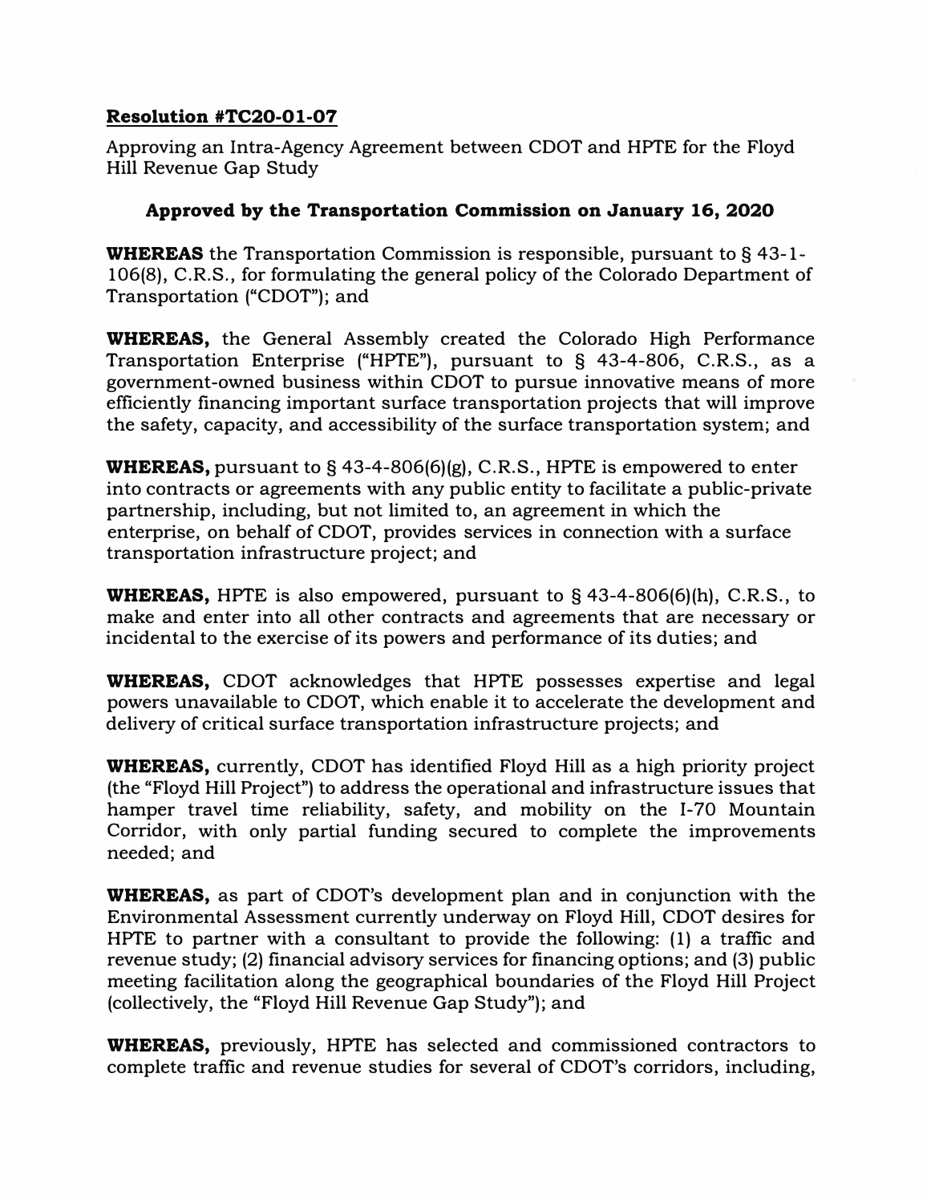**Resolution #TC20-01-07**

Approving an Intra-Agency Agreement between CDOT and HPTE for the Floyd Hill Revenue Gap Study

**Approved by the Transportation Commission on January 16, 2020**

**WHEREAS** the Transportation Commission is responsible, pursuant to § 43-1-106(8), C.R.S., for formulating the general policy of the Colorado Department of Transportation ("CDOT"); and

**WHEREAS,** the General Assembly created the Colorado High Performance Transportation Enterprise ("HPTE"), pursuant to § 43-4-806, C.R.S., as a government-owned business within CDOT to pursue innovative means of more efficiently financing important surface transportation projects that will improve the safety, capacity, and accessibility of the surface transportation system; and

**WHEREAS,** pursuant to § 43-4-806(6)(g), C.R.S., HPTE is empowered to enter into contracts or agreements with any public entity to facilitate a public-private partnership, including, but not limited to, an agreement in which the enterprise, on behalf of CDOT, provides services in connection with a surface transportation infrastructure project; and

**WHEREAS,** HPTE is also empowered, pursuant to § 43-4-806(6)(h), C.R.S., to make and enter into all other contracts and agreements that are necessary or incidental to the exercise of its powers and performance of its duties; and

**WHEREAS,** CDOT acknowledges that HPTE possesses expertise and legal powers unavailable to CDOT, which enable it to accelerate the development and delivery of critical surface transportation infrastructure projects; and

**WHEREAS,** currently, CDOT has identified Floyd Hill as a high priority project (the "Floyd Hill Project") to address the operational and infrastructure issues that hamper travel time reliability, safety, and mobility on the I-70 Mountain Corridor, with only partial funding secured to complete the improvements needed; and

**WHEREAS,** as part of CDOT's development plan and in conjunction with the Environmental Assessment currently underway on Floyd Hill, CDOT desires for HPTE to partner with a consultant to provide the following: (1) a traffic and revenue study; (2) financial advisory services for financing options; and (3) public meeting facilitation along the geographical boundaries of the Floyd Hill Project (collectively, the "Floyd Hill Revenue Gap Study"); and

**WHEREAS,** previously, HPTE has selected and commissioned contractors to complete traffic and revenue studies for several of CDOT's corridors, including,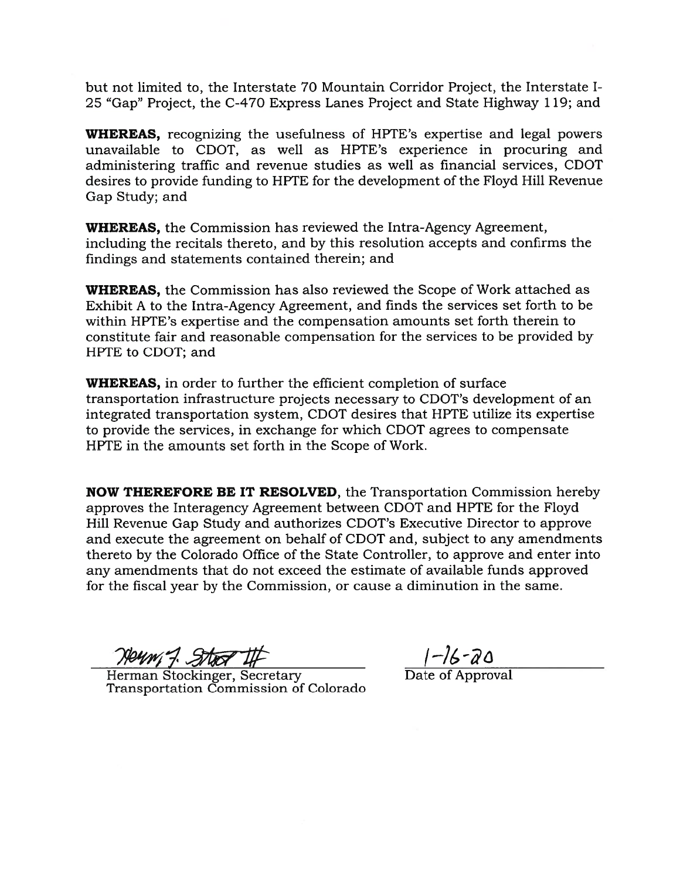but not limited to, the Interstate 70 Mountain Corridor Project, the Interstate I-25 "Gap" Project, the C-470 Express Lanes Project and State Highway 119; and

**WHEREAS,** recognizing the usefulness of HPTE's expertise and legal powers unavailable to CDOT, as well as HPTE's experience in procuring and administering traffic and revenue studies as well as financial services, CDOT desires to provide funding to HPTE for the development of the Floyd Hill Revenue Gap Study; and

**WHEREAS,** the Commission has reviewed the Intra-Agency Agreement, including the recitals thereto, and by this resolution accepts and confirms the findings and statements contained therein; and

**WHEREAS,** the Commission has also reviewed the Scope of Work attached as Exhibit A to the Intra-Agency Agreement, and finds the services set forth to be within HPTE's expertise and the compensation amounts set forth therein to constitute fair and reasonable compensation for the services to be provided by HPTE to CDOT; and

**WHEREAS,** in order to further the efficient completion of surface transportation infrastructure projects necessary to CDOT's development of an integrated transportation system, CDOT desires that HPTE utilize its expertise to provide the services, in exchange for which CDOT agrees to compensate HPTE in the amounts set forth in the Scope of Work.

**NOW THEREFORE BE IT RESOLVED**, the Transportation Commission hereby approves the Interagency Agreement between CDOT and HPTE for the Floyd Hill Revenue Gap Study and authorizes CDOT's Executive Director to approve and execute the agreement on behalf of CDOT and, subject to any amendments thereto by the Colorado Office of the State Controller, to approve and enter into any amendments that do not exceed the estimate of available funds approved for the fiscal year by the Commission, or cause a diminution in the same.

Herman F. Stockinger III

Herman Stockinger, Secretary
Transportation Commission of Colorado

1-16-20

Date of Approval